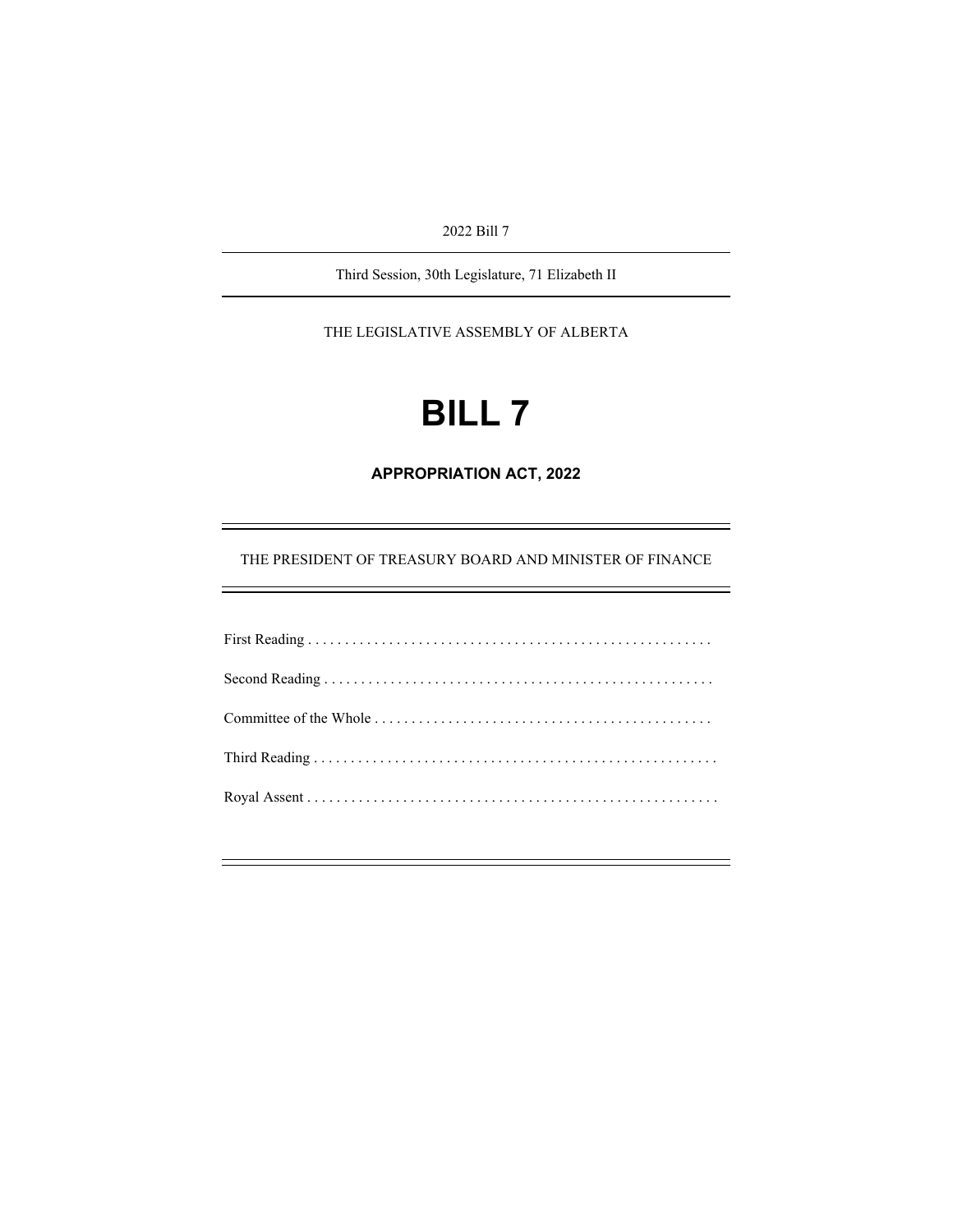2022 Bill 7

---

Third Session, 30th Legislature, 71 Elizabeth II

---

THE LEGISLATIVE ASSEMBLY OF ALBERTA

# BILL 7

## APPROPRIATION ACT, 2022

---

THE PRESIDENT OF TREASURY BOARD AND MINISTER OF FINANCE

---

First Reading . . . . . . . . . . . . . . . . . . . . . . . . . . . . . . . . . . . . . . . . . . . . . . . . . . . . . .

Second Reading . . . . . . . . . . . . . . . . . . . . . . . . . . . . . . . . . . . . . . . . . . . . . . . . . . . .

Committee of the Whole . . . . . . . . . . . . . . . . . . . . . . . . . . . . . . . . . . . . . . . . . . . . .

Third Reading . . . . . . . . . . . . . . . . . . . . . . . . . . . . . . . . . . . . . . . . . . . . . . . . . . . . . .

Royal Assent . . . . . . . . . . . . . . . . . . . . . . . . . . . . . . . . . . . . . . . . . . . . . . . . . . . . . . .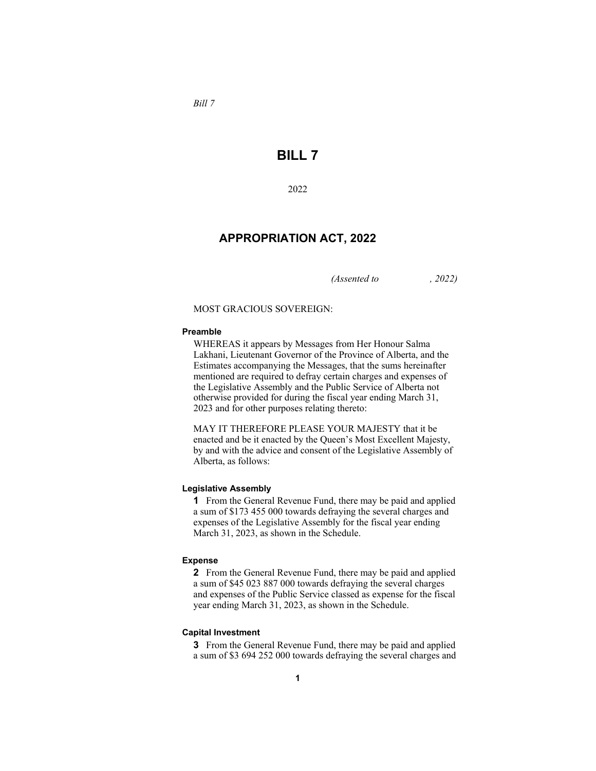*Bill 7*

# BILL 7

2022

## APPROPRIATION ACT, 2022

*(Assented to , 2022)*

MOST GRACIOUS SOVEREIGN:

**Preamble**

WHEREAS it appears by Messages from Her Honour Salma Lakhani, Lieutenant Governor of the Province of Alberta, and the Estimates accompanying the Messages, that the sums hereinafter mentioned are required to defray certain charges and expenses of the Legislative Assembly and the Public Service of Alberta not otherwise provided for during the fiscal year ending March 31, 2023 and for other purposes relating thereto:

MAY IT THEREFORE PLEASE YOUR MAJESTY that it be enacted and be it enacted by the Queen's Most Excellent Majesty, by and with the advice and consent of the Legislative Assembly of Alberta, as follows:

**Legislative Assembly**

**1** From the General Revenue Fund, there may be paid and applied a sum of $173 455 000 towards defraying the several charges and expenses of the Legislative Assembly for the fiscal year ending March 31, 2023, as shown in the Schedule.

**Expense**

**2** From the General Revenue Fund, there may be paid and applied a sum of $45 023 887 000 towards defraying the several charges and expenses of the Public Service classed as expense for the fiscal year ending March 31, 2023, as shown in the Schedule.

**Capital Investment**

**3** From the General Revenue Fund, there may be paid and applied a sum of $3 694 252 000 towards defraying the several charges and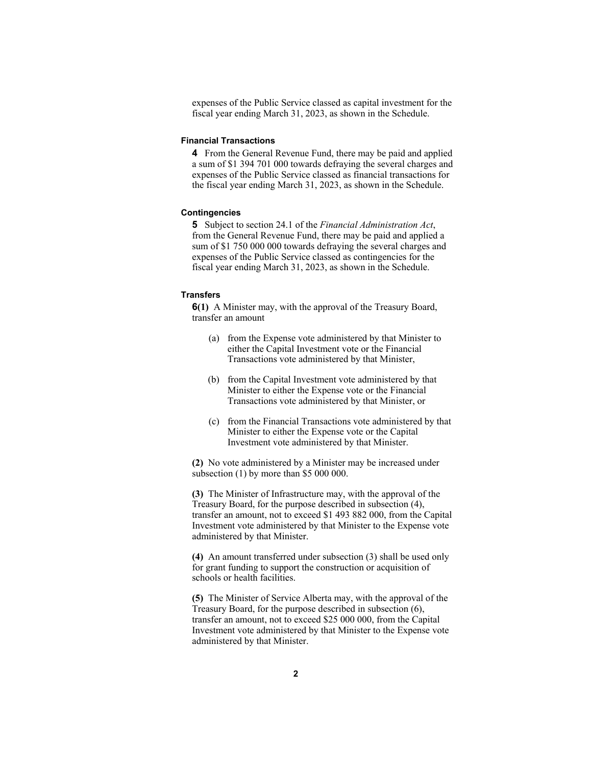expenses of the Public Service classed as capital investment for the fiscal year ending March 31, 2023, as shown in the Schedule.

#### Financial Transactions

**4** From the General Revenue Fund, there may be paid and applied a sum of $1 394 701 000 towards defraying the several charges and expenses of the Public Service classed as financial transactions for the fiscal year ending March 31, 2023, as shown in the Schedule.

#### Contingencies

**5** Subject to section 24.1 of the *Financial Administration Act*, from the General Revenue Fund, there may be paid and applied a sum of $1 750 000 000 towards defraying the several charges and expenses of the Public Service classed as contingencies for the fiscal year ending March 31, 2023, as shown in the Schedule.

#### Transfers

**6(1)** A Minister may, with the approval of the Treasury Board, transfer an amount

(a) from the Expense vote administered by that Minister to either the Capital Investment vote or the Financial Transactions vote administered by that Minister,

(b) from the Capital Investment vote administered by that Minister to either the Expense vote or the Financial Transactions vote administered by that Minister, or

(c) from the Financial Transactions vote administered by that Minister to either the Expense vote or the Capital Investment vote administered by that Minister.

**(2)** No vote administered by a Minister may be increased under subsection (1) by more than $5 000 000.

**(3)** The Minister of Infrastructure may, with the approval of the Treasury Board, for the purpose described in subsection (4), transfer an amount, not to exceed $1 493 882 000, from the Capital Investment vote administered by that Minister to the Expense vote administered by that Minister.

**(4)** An amount transferred under subsection (3) shall be used only for grant funding to support the construction or acquisition of schools or health facilities.

**(5)** The Minister of Service Alberta may, with the approval of the Treasury Board, for the purpose described in subsection (6), transfer an amount, not to exceed $25 000 000, from the Capital Investment vote administered by that Minister to the Expense vote administered by that Minister.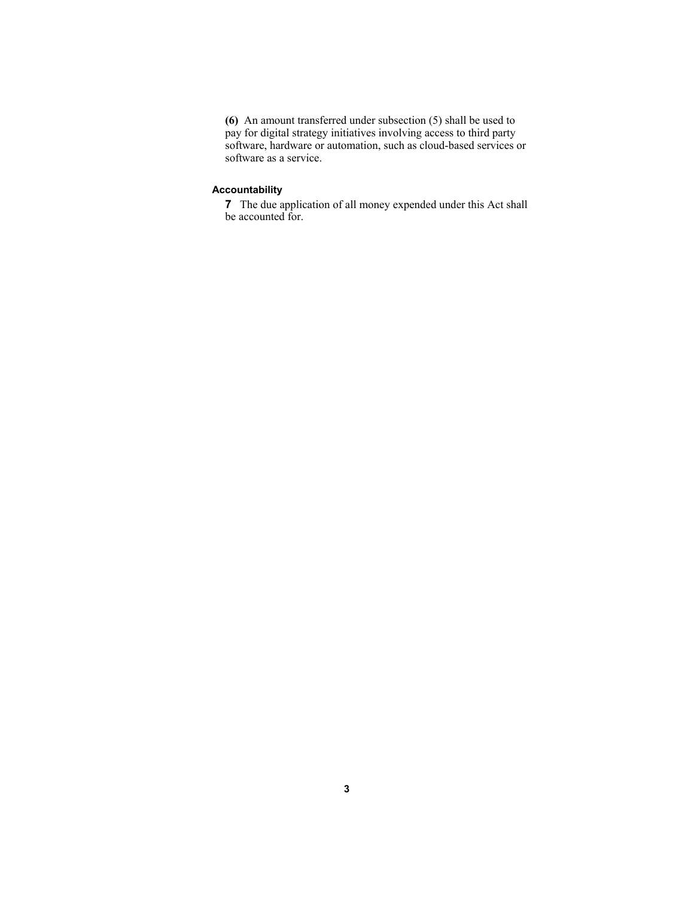**(6)** An amount transferred under subsection (5) shall be used to pay for digital strategy initiatives involving access to third party software, hardware or automation, such as cloud-based services or software as a service.

### Accountability

**7** The due application of all money expended under this Act shall be accounted for.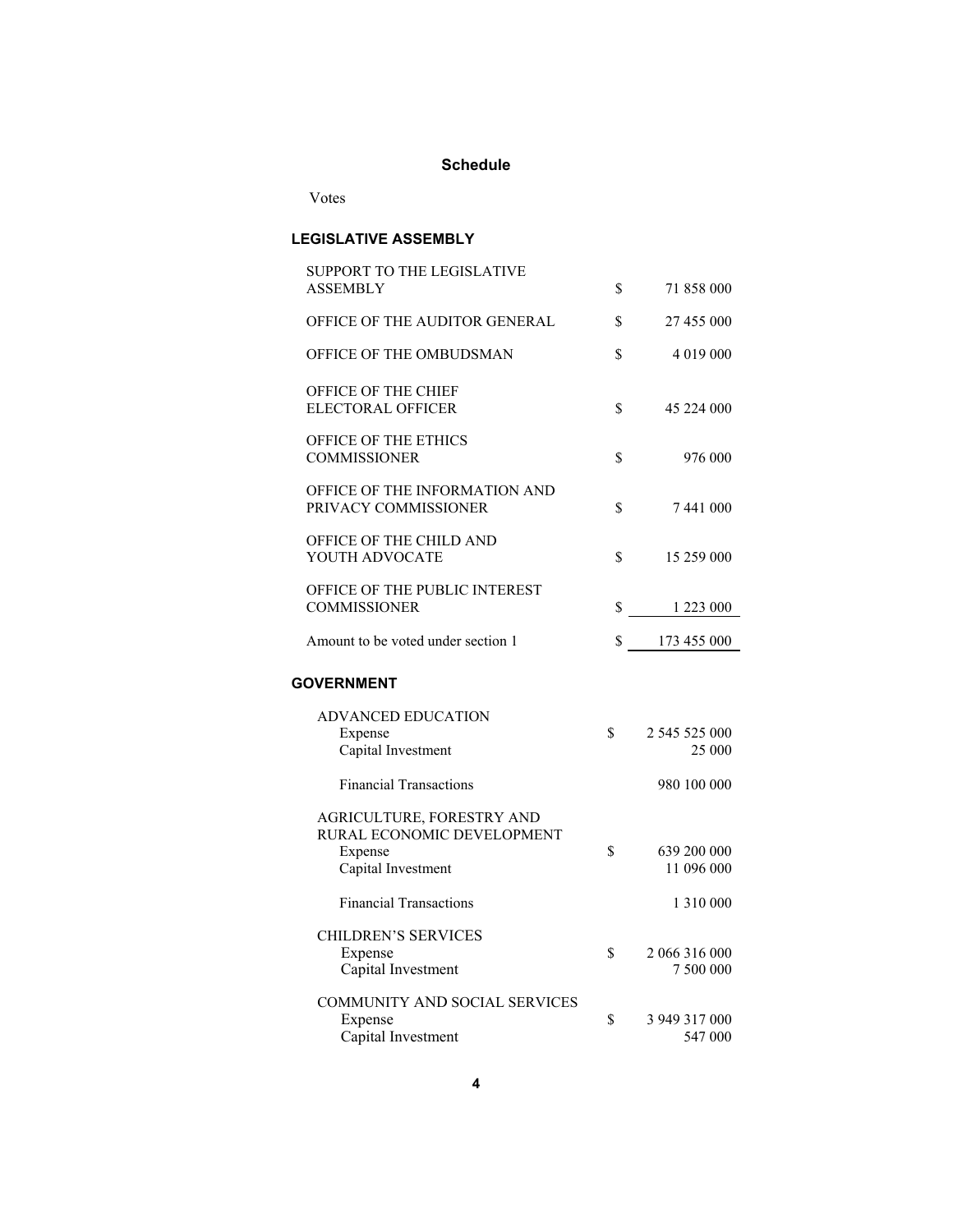## Schedule

Votes

### LEGISLATIVE ASSEMBLY

| | | |
|---|---|---|
| SUPPORT TO THE LEGISLATIVE ASSEMBLY | $ | 71 858 000 |
| OFFICE OF THE AUDITOR GENERAL | $ | 27 455 000 |
| OFFICE OF THE OMBUDSMAN | $ | 4 019 000 |
| OFFICE OF THE CHIEF ELECTORAL OFFICER | $ | 45 224 000 |
| OFFICE OF THE ETHICS COMMISSIONER | $ | 976 000 |
| OFFICE OF THE INFORMATION AND PRIVACY COMMISSIONER | $ | 7 441 000 |
| OFFICE OF THE CHILD AND YOUTH ADVOCATE | $ | 15 259 000 |
| OFFICE OF THE PUBLIC INTEREST COMMISSIONER | $ | 1 223 000 |
| Amount to be voted under section 1 | $ | 173 455 000 |

### GOVERNMENT

| | | |
|---|---|---|
| ADVANCED EDUCATION | | |
| Expense | $ | 2 545 525 000 |
| Capital Investment | | 25 000 |
| Financial Transactions | | 980 100 000 |
| AGRICULTURE, FORESTRY AND RURAL ECONOMIC DEVELOPMENT | | |
| Expense | $ | 639 200 000 |
| Capital Investment | | 11 096 000 |
| Financial Transactions | | 1 310 000 |
| CHILDREN'S SERVICES | | |
| Expense | $ | 2 066 316 000 |
| Capital Investment | | 7 500 000 |
| COMMUNITY AND SOCIAL SERVICES | | |
| Expense | $ | 3 949 317 000 |
| Capital Investment | | 547 000 |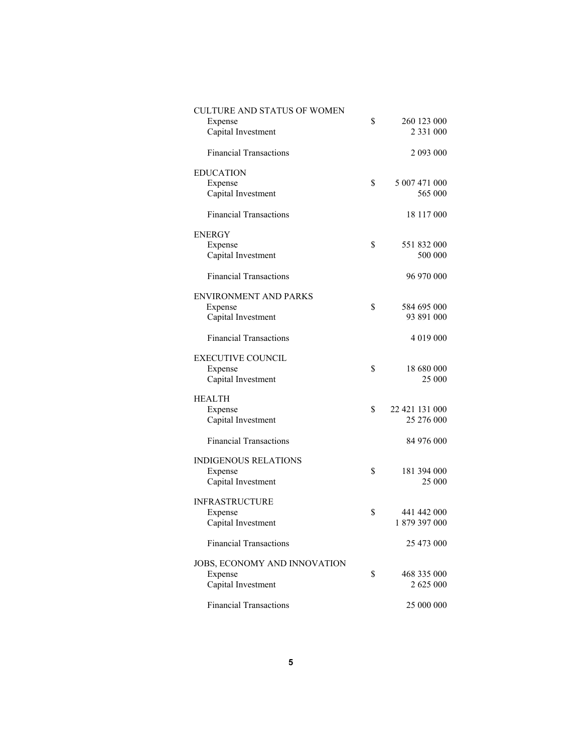| | | |
|---|---|---|
| CULTURE AND STATUS OF WOMEN | | |
| Expense | $ | 260 123 000 |
| Capital Investment | | 2 331 000 |
| Financial Transactions | | 2 093 000 |
| EDUCATION | | |
| Expense | $ | 5 007 471 000 |
| Capital Investment | | 565 000 |
| Financial Transactions | | 18 117 000 |
| ENERGY | | |
| Expense | $ | 551 832 000 |
| Capital Investment | | 500 000 |
| Financial Transactions | | 96 970 000 |
| ENVIRONMENT AND PARKS | | |
| Expense | $ | 584 695 000 |
| Capital Investment | | 93 891 000 |
| Financial Transactions | | 4 019 000 |
| EXECUTIVE COUNCIL | | |
| Expense | $ | 18 680 000 |
| Capital Investment | | 25 000 |
| HEALTH | | |
| Expense | $ | 22 421 131 000 |
| Capital Investment | | 25 276 000 |
| Financial Transactions | | 84 976 000 |
| INDIGENOUS RELATIONS | | |
| Expense | $ | 181 394 000 |
| Capital Investment | | 25 000 |
| INFRASTRUCTURE | | |
| Expense | $ | 441 442 000 |
| Capital Investment | | 1 879 397 000 |
| Financial Transactions | | 25 473 000 |
| JOBS, ECONOMY AND INNOVATION | | |
| Expense | $ | 468 335 000 |
| Capital Investment | | 2 625 000 |
| Financial Transactions | | 25 000 000 |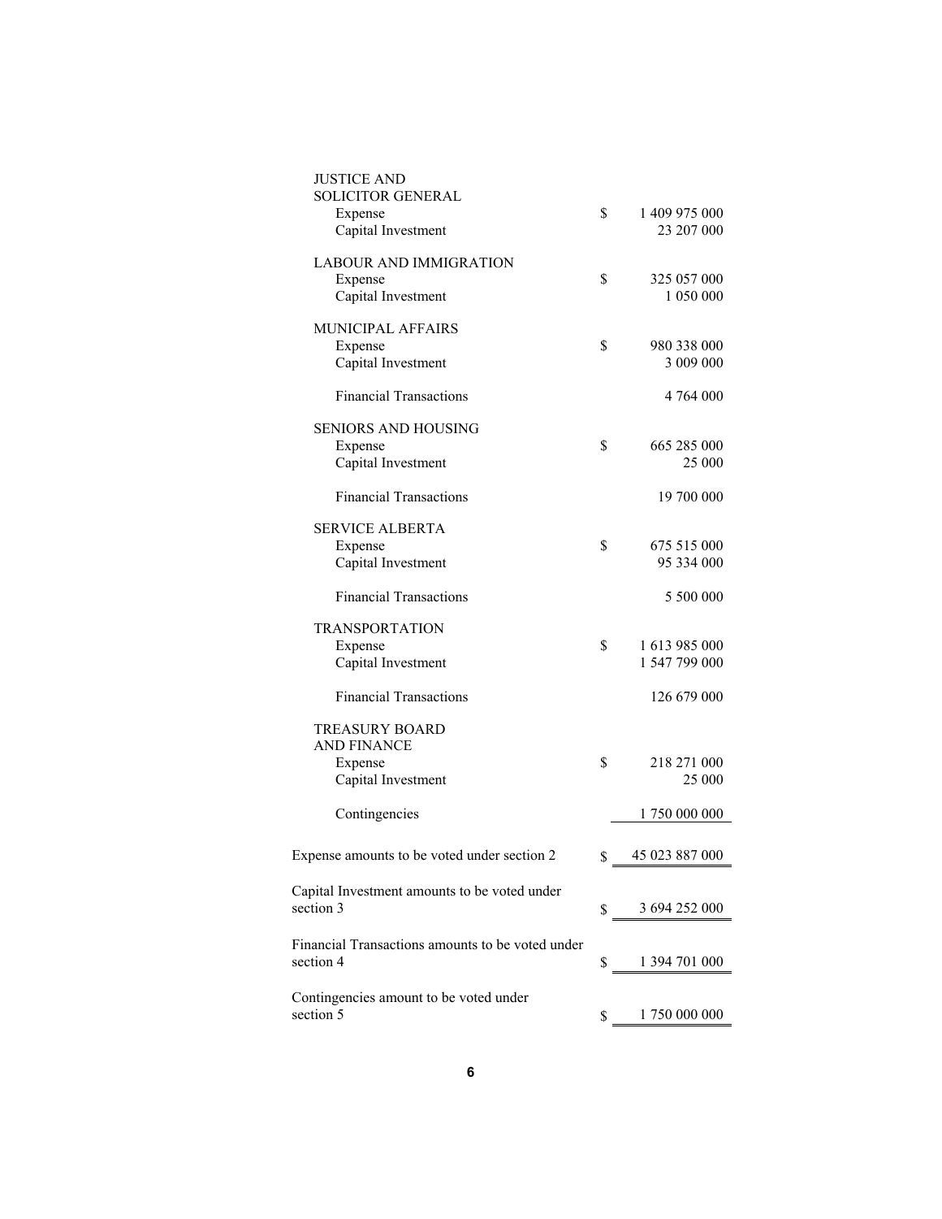| | | |
|---|---|---|
| **JUSTICE AND SOLICITOR GENERAL** | | |
| Expense | $ | 1 409 975 000 |
| Capital Investment | | 23 207 000 |
| **LABOUR AND IMMIGRATION** | | |
| Expense | $ | 325 057 000 |
| Capital Investment | | 1 050 000 |
| **MUNICIPAL AFFAIRS** | | |
| Expense | $ | 980 338 000 |
| Capital Investment | | 3 009 000 |
| Financial Transactions | | 4 764 000 |
| **SENIORS AND HOUSING** | | |
| Expense | $ | 665 285 000 |
| Capital Investment | | 25 000 |
| Financial Transactions | | 19 700 000 |
| **SERVICE ALBERTA** | | |
| Expense | $ | 675 515 000 |
| Capital Investment | | 95 334 000 |
| Financial Transactions | | 5 500 000 |
| **TRANSPORTATION** | | |
| Expense | $ | 1 613 985 000 |
| Capital Investment | | 1 547 799 000 |
| Financial Transactions | | 126 679 000 |
| **TREASURY BOARD AND FINANCE** | | |
| Expense | $ | 218 271 000 |
| Capital Investment | | 25 000 |
| Contingencies | | 1 750 000 000 |
| Expense amounts to be voted under section 2 | $ | 45 023 887 000 |
| Capital Investment amounts to be voted under section 3 | $ | 3 694 252 000 |
| Financial Transactions amounts to be voted under section 4 | $ | 1 394 701 000 |
| Contingencies amount to be voted under section 5 | $ | 1 750 000 000 |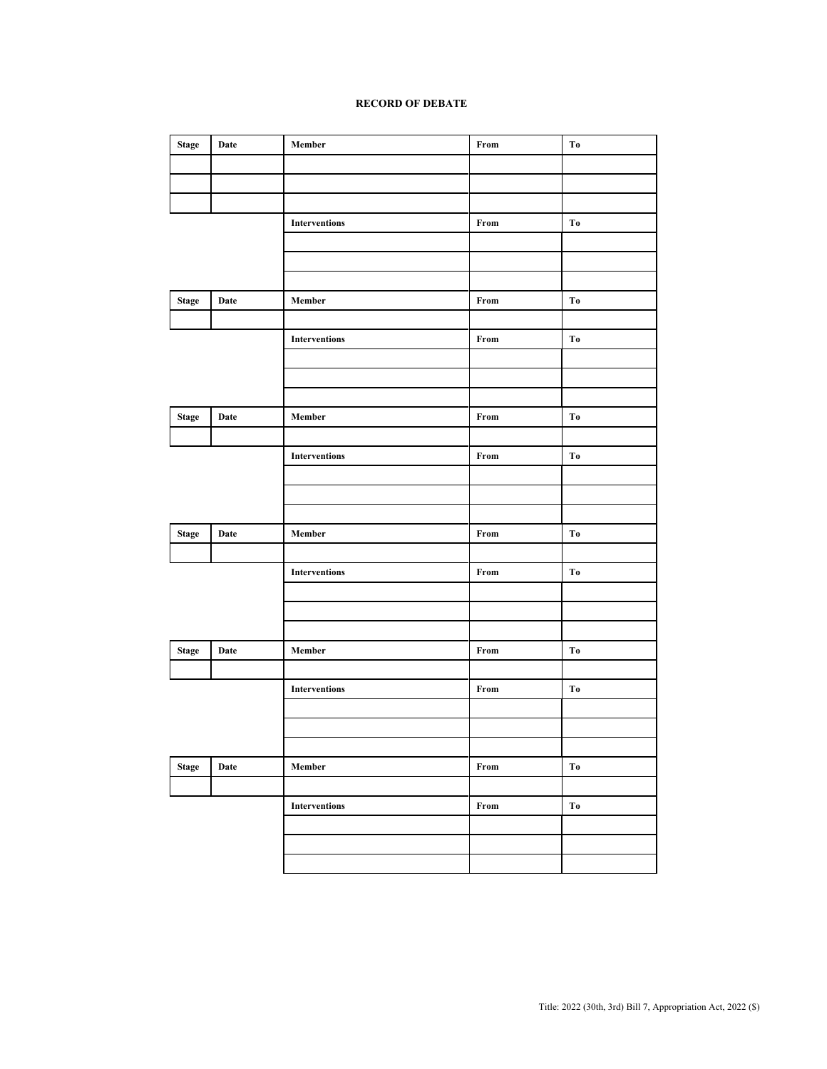**RECORD OF DEBATE**

| Stage | Date | Member | From | To |
|---|---|---|---|---|
| | | | | |
| | | | | |
| | | | | |
| | | **Interventions** | **From** | **To** |
| | | | | |
| | | | | |
| | | | | |

| Stage | Date | Member | From | To |
|---|---|---|---|---|
| | | | | |
| | | **Interventions** | **From** | **To** |
| | | | | |
| | | | | |
| | | | | |

| Stage | Date | Member | From | To |
|---|---|---|---|---|
| | | | | |
| | | **Interventions** | **From** | **To** |
| | | | | |
| | | | | |
| | | | | |

| Stage | Date | Member | From | To |
|---|---|---|---|---|
| | | | | |
| | | **Interventions** | **From** | **To** |
| | | | | |
| | | | | |
| | | | | |

| Stage | Date | Member | From | To |
|---|---|---|---|---|
| | | | | |
| | | **Interventions** | **From** | **To** |
| | | | | |
| | | | | |
| | | | | |

| Stage | Date | Member | From | To |
|---|---|---|---|---|
| | | | | |
| | | **Interventions** | **From** | **To** |
| | | | | |
| | | | | |
| | | | | |

Title: 2022 (30th, 3rd) Bill 7, Appropriation Act, 2022 ($)